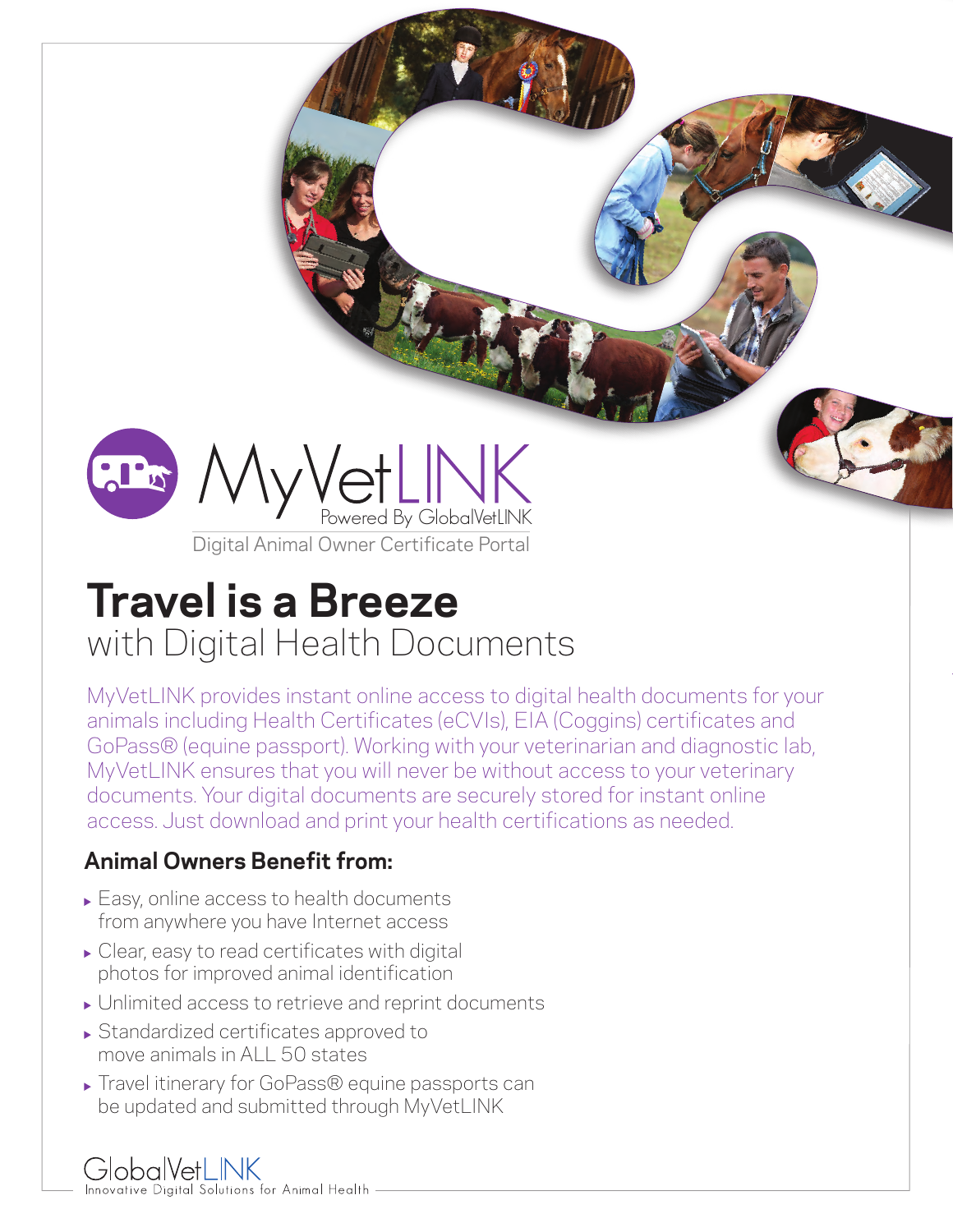MyVetLINK

Powered By GlobalVetLINK

Digital Animal Owner Certificate Portal

# Travel is a Breeze

## with Digital Health Documents

MyVetLINK provides instant online access to digital health documents for your animals including Health Certificates (eCVIs), EIA (Coggins) certificates and GoPass® (equine passport). Working with your veterinarian and diagnostic lab, MyVetLINK ensures that you will never be without access to your veterinary documents. Your digital documents are securely stored for instant online access. Just download and print your health certifications as needed.

### Animal Owners Benefit from:

- Easy, online access to health documents from anywhere you have Internet access
- Clear, easy to read certificates with digital photos for improved animal identification
- Unlimited access to retrieve and reprint documents
- Standardized certificates approved to move animals in ALL 50 states
- Travel itinerary for GoPass® equine passports can be updated and submitted through MyVetLINK

GlobalVetLINK

Innovative Digital Solutions for Animal Health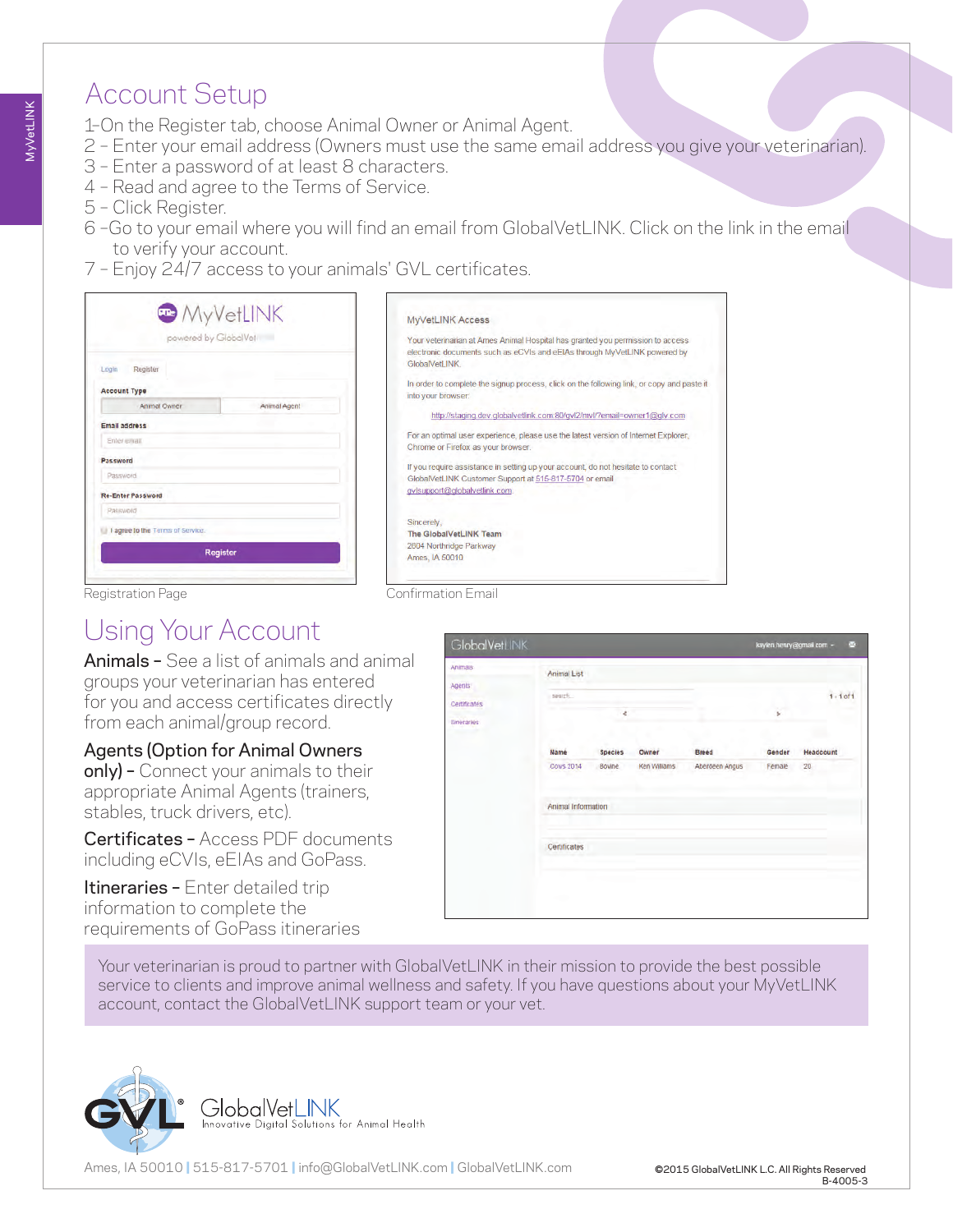MyVetLINK

# Account Setup

1-On the Register tab, choose Animal Owner or Animal Agent.
2 - Enter your email address (Owners must use the same email address you give your veterinarian).
3 - Enter a password of at least 8 characters.
4 - Read and agree to the Terms of Service.
5 - Click Register.
6 -Go to your email where you will find an email from GlobalVetLINK. Click on the link in the email to verify your account.
7 - Enjoy 24/7 access to your animals' GVL certificates.

Registration Page

Confirmation Email

# Using Your Account

**Animals -** See a list of animals and animal groups your veterinarian has entered for you and access certificates directly from each animal/group record.

**Agents (Option for Animal Owners only) -** Connect your animals to their appropriate Animal Agents (trainers, stables, truck drivers, etc).

**Certificates -** Access PDF documents including eCVIs, eEIAs and GoPass.

**Itineraries -** Enter detailed trip information to complete the requirements of GoPass itineraries

Your veterinarian is proud to partner with GlobalVetLINK in their mission to provide the best possible service to clients and improve animal wellness and safety. If you have questions about your MyVetLINK account, contact the GlobalVetLINK support team or your vet.

GlobalVetLINK
Innovative Digital Solutions for Animal Health

Ames, IA 50010 | 515-817-5701 | info@GlobalVetLINK.com | GlobalVetLINK.com

©2015 GlobalVetLINK L.C. All Rights Reserved
B-4005-3